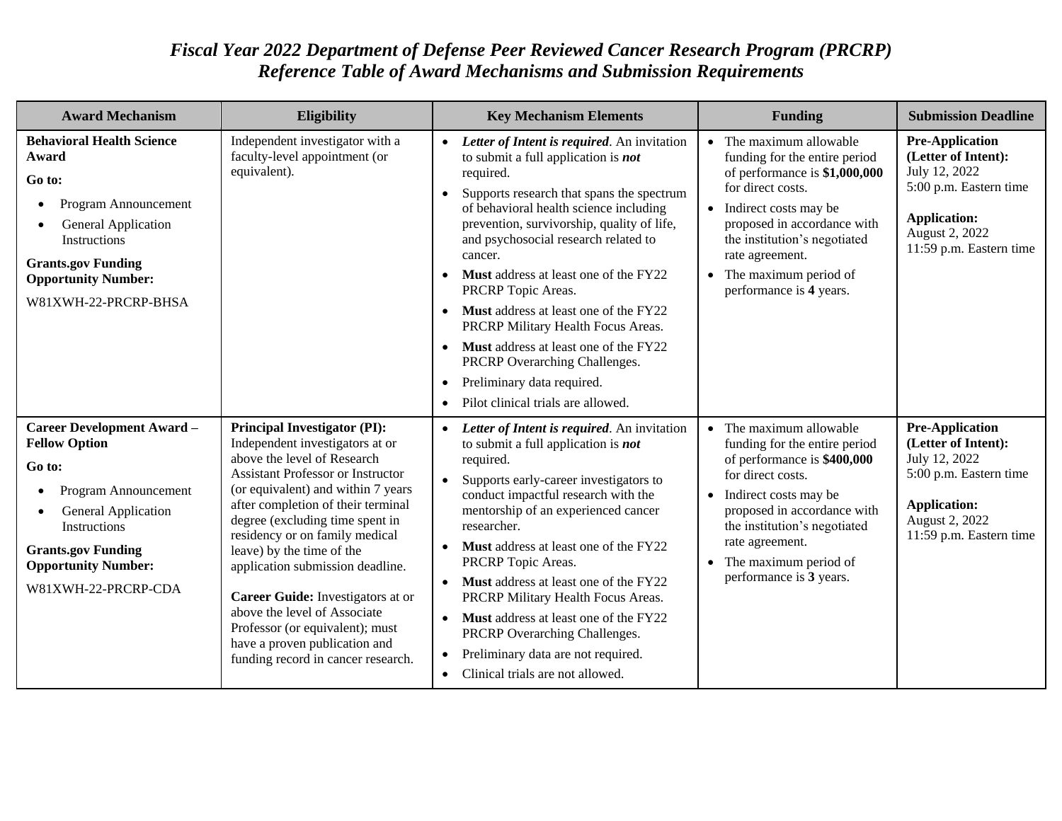# *Fiscal Year 2022 Department of Defense Peer Reviewed Cancer Research Program (PRCRP) Reference Table of Award Mechanisms and Submission Requirements*

| Award Mechanism | Eligibility | Key Mechanism Elements | Funding | Submission Deadline |
|---|---|---|---|---|
| **Behavioral Health Science Award**<br><br>**Go to:**<br>• Program Announcement<br>• General Application Instructions<br><br>**Grants.gov Funding Opportunity Number:**<br>W81XWH-22-PRCRP-BHSA | Independent investigator with a faculty-level appointment (or equivalent). | • ***Letter of Intent is required***. An invitation to submit a full application is ***not*** required.<br>• Supports research that spans the spectrum of behavioral health science including prevention, survivorship, quality of life, and psychosocial research related to cancer.<br>• **Must** address at least one of the FY22 PRCRP Topic Areas.<br>• **Must** address at least one of the FY22 PRCRP Military Health Focus Areas.<br>• **Must** address at least one of the FY22 PRCRP Overarching Challenges.<br>• Preliminary data required.<br>• Pilot clinical trials are allowed. | • The maximum allowable funding for the entire period of performance is **$1,000,000** for direct costs.<br>• Indirect costs may be proposed in accordance with the institution's negotiated rate agreement.<br>• The maximum period of performance is **4** years. | **Pre-Application (Letter of Intent):**<br>July 12, 2022<br>5:00 p.m. Eastern time<br><br>**Application:**<br>August 2, 2022<br>11:59 p.m. Eastern time |
| **Career Development Award – Fellow Option**<br><br>**Go to:**<br>• Program Announcement<br>• General Application Instructions<br><br>**Grants.gov Funding Opportunity Number:**<br>W81XWH-22-PRCRP-CDA | **Principal Investigator (PI):** Independent investigators at or above the level of Research Assistant Professor or Instructor (or equivalent) and within 7 years after completion of their terminal degree (excluding time spent in residency or on family medical leave) by the time of the application submission deadline.<br><br>**Career Guide:** Investigators at or above the level of Associate Professor (or equivalent); must have a proven publication and funding record in cancer research. | • ***Letter of Intent is required***. An invitation to submit a full application is ***not*** required.<br>• Supports early-career investigators to conduct impactful research with the mentorship of an experienced cancer researcher.<br>• **Must** address at least one of the FY22 PRCRP Topic Areas.<br>• **Must** address at least one of the FY22 PRCRP Military Health Focus Areas.<br>• **Must** address at least one of the FY22 PRCRP Overarching Challenges.<br>• Preliminary data are not required.<br>• Clinical trials are not allowed. | • The maximum allowable funding for the entire period of performance is **$400,000** for direct costs.<br>• Indirect costs may be proposed in accordance with the institution's negotiated rate agreement.<br>• The maximum period of performance is **3** years. | **Pre-Application (Letter of Intent):**<br>July 12, 2022<br>5:00 p.m. Eastern time<br><br>**Application:**<br>August 2, 2022<br>11:59 p.m. Eastern time |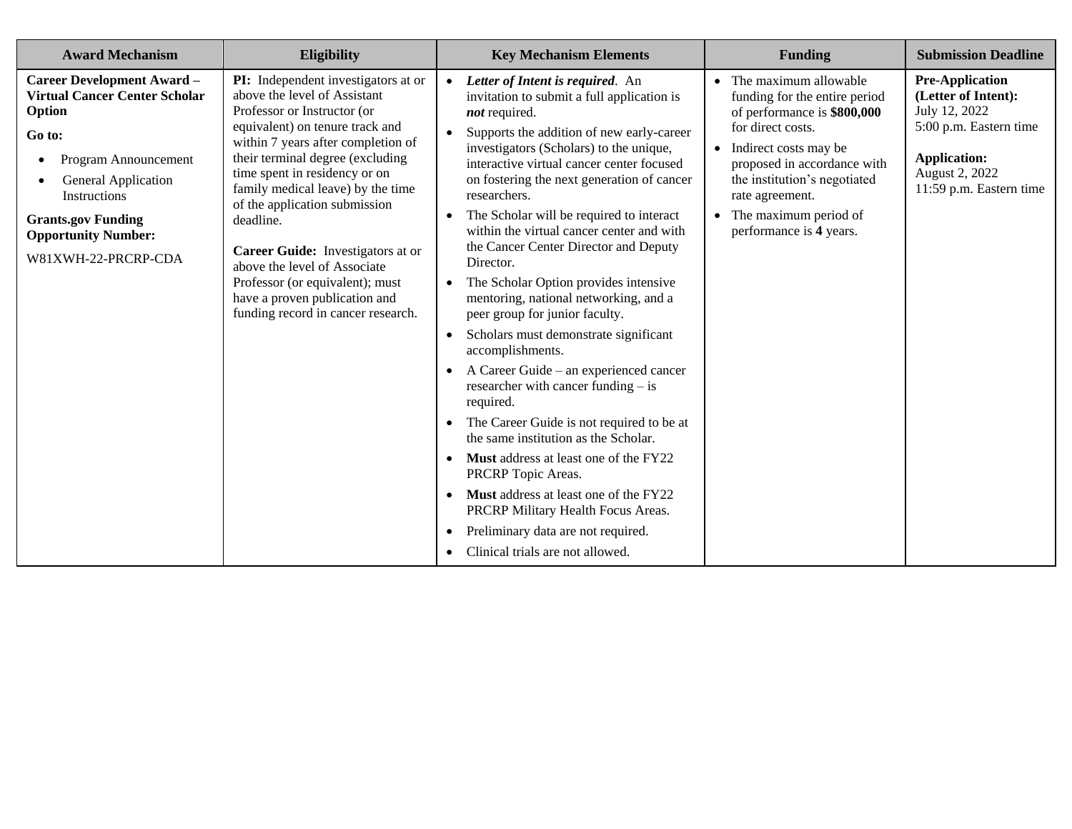| Award Mechanism | Eligibility | Key Mechanism Elements | Funding | Submission Deadline |
|---|---|---|---|---|
| **Career Development Award – Virtual Cancer Center Scholar Option**<br><br>**Go to:**<br>• Program Announcement<br>• General Application Instructions<br><br>**Grants.gov Funding Opportunity Number:**<br><br>W81XWH-22-PRCRP-CDA | **PI:** Independent investigators at or above the level of Assistant Professor or Instructor (or equivalent) on tenure track and within 7 years after completion of their terminal degree (excluding time spent in residency or on family medical leave) by the time of the application submission deadline.<br><br>**Career Guide:** Investigators at or above the level of Associate Professor (or equivalent); must have a proven publication and funding record in cancer research. | • ***Letter of Intent is required***. An invitation to submit a full application is ***not*** required.<br>• Supports the addition of new early-career investigators (Scholars) to the unique, interactive virtual cancer center focused on fostering the next generation of cancer researchers.<br>• The Scholar will be required to interact within the virtual cancer center and with the Cancer Center Director and Deputy Director.<br>• The Scholar Option provides intensive mentoring, national networking, and a peer group for junior faculty.<br>• Scholars must demonstrate significant accomplishments.<br>• A Career Guide – an experienced cancer researcher with cancer funding – is required.<br>• The Career Guide is not required to be at the same institution as the Scholar.<br>• **Must** address at least one of the FY22 PRCRP Topic Areas.<br>• **Must** address at least one of the FY22 PRCRP Military Health Focus Areas.<br>• Preliminary data are not required.<br>• Clinical trials are not allowed. | • The maximum allowable funding for the entire period of performance is **$800,000** for direct costs.<br>• Indirect costs may be proposed in accordance with the institution's negotiated rate agreement.<br>• The maximum period of performance is **4** years. | **Pre-Application (Letter of Intent):**<br>July 12, 2022<br>5:00 p.m. Eastern time<br><br>**Application:**<br>August 2, 2022<br>11:59 p.m. Eastern time |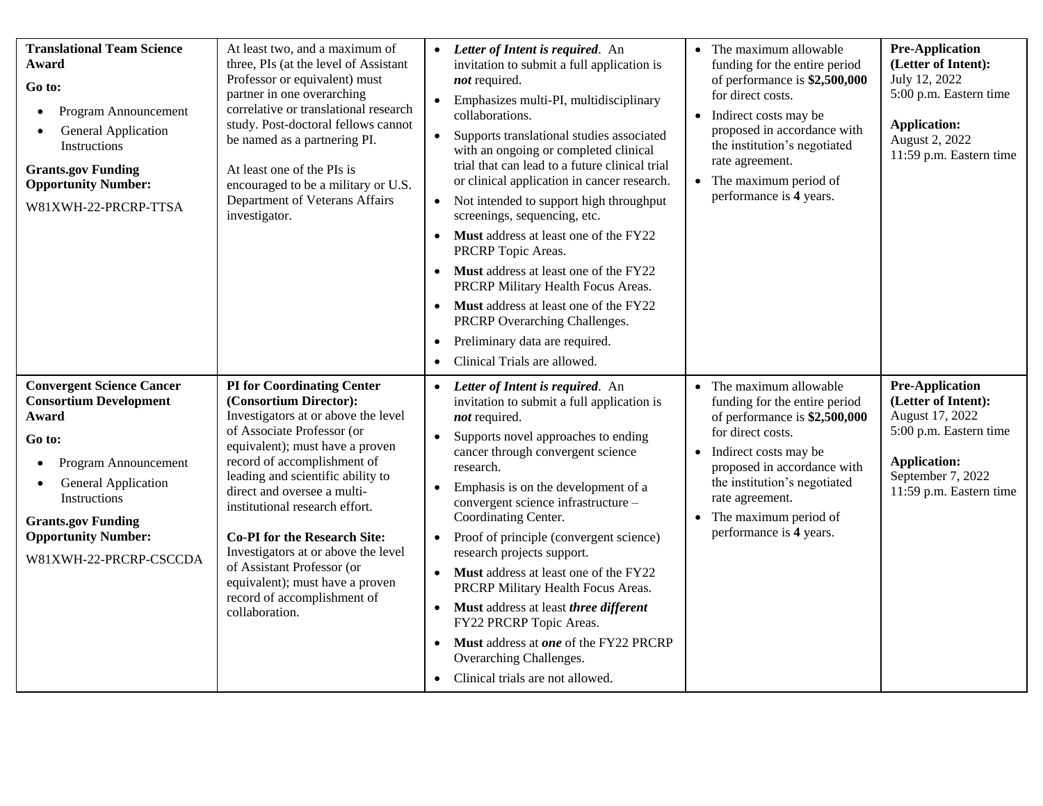| | | | | |
|---|---|---|---|---|
| **Translational Team Science Award**<br><br>**Go to:**<br>• Program Announcement<br>• General Application Instructions<br><br>**Grants.gov Funding Opportunity Number:**<br>W81XWH-22-PRCRP-TTSA | At least two, and a maximum of three, PIs (at the level of Assistant Professor or equivalent) must partner in one overarching correlative or translational research study. Post-doctoral fellows cannot be named as a partnering PI.<br><br>At least one of the PIs is encouraged to be a military or U.S. Department of Veterans Affairs investigator. | • ***Letter of Intent is required***. An invitation to submit a full application is ***not*** required.<br>• Emphasizes multi-PI, multidisciplinary collaborations.<br>• Supports translational studies associated with an ongoing or completed clinical trial that can lead to a future clinical trial or clinical application in cancer research.<br>• Not intended to support high throughput screenings, sequencing, etc.<br>• **Must** address at least one of the FY22 PRCRP Topic Areas.<br>• **Must** address at least one of the FY22 PRCRP Military Health Focus Areas.<br>• **Must** address at least one of the FY22 PRCRP Overarching Challenges.<br>• Preliminary data are required.<br>• Clinical Trials are allowed. | • The maximum allowable funding for the entire period of performance is **$2,500,000** for direct costs.<br>• Indirect costs may be proposed in accordance with the institution's negotiated rate agreement.<br>• The maximum period of performance is **4** years. | **Pre-Application (Letter of Intent):**<br>July 12, 2022<br>5:00 p.m. Eastern time<br><br>**Application:**<br>August 2, 2022<br>11:59 p.m. Eastern time |
| **Convergent Science Cancer Consortium Development Award**<br><br>**Go to:**<br>• Program Announcement<br>• General Application Instructions<br><br>**Grants.gov Funding Opportunity Number:**<br>W81XWH-22-PRCRP-CSCCDA | **PI for Coordinating Center (Consortium Director):**<br>Investigators at or above the level of Associate Professor (or equivalent); must have a proven record of accomplishment of leading and scientific ability to direct and oversee a multi-institutional research effort.<br><br>**Co-PI for the Research Site:**<br>Investigators at or above the level of Assistant Professor (or equivalent); must have a proven record of accomplishment of collaboration. | • ***Letter of Intent is required***. An invitation to submit a full application is ***not*** required.<br>• Supports novel approaches to ending cancer through convergent science research.<br>• Emphasis is on the development of a convergent science infrastructure – Coordinating Center.<br>• Proof of principle (convergent science) research projects support.<br>• **Must** address at least one of the FY22 PRCRP Military Health Focus Areas.<br>• **Must** address at least ***three different*** FY22 PRCRP Topic Areas.<br>• **Must** address at ***one*** of the FY22 PRCRP Overarching Challenges.<br>• Clinical trials are not allowed. | • The maximum allowable funding for the entire period of performance is **$2,500,000** for direct costs.<br>• Indirect costs may be proposed in accordance with the institution's negotiated rate agreement.<br>• The maximum period of performance is **4** years. | **Pre-Application (Letter of Intent):**<br>August 17, 2022<br>5:00 p.m. Eastern time<br><br>**Application:**<br>September 7, 2022<br>11:59 p.m. Eastern time |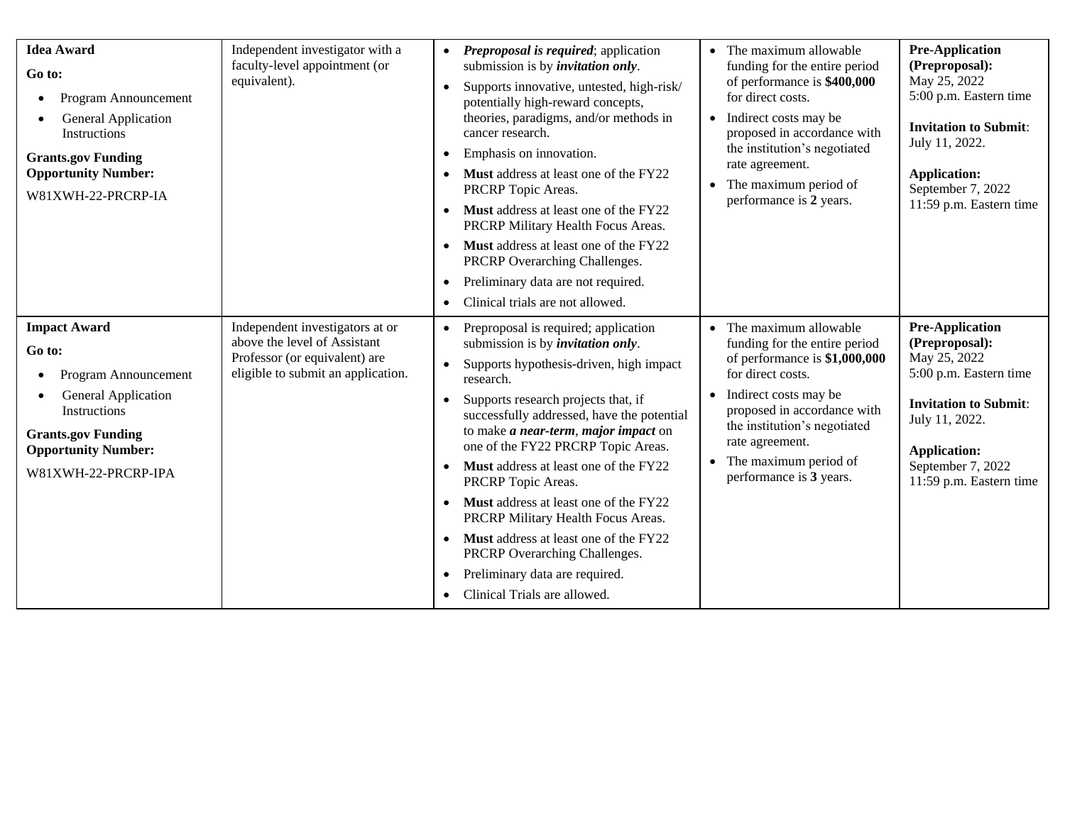| | | | | |
|---|---|---|---|---|
| **Idea Award**<br>**Go to:**<br>• Program Announcement<br>• General Application Instructions<br>**Grants.gov Funding Opportunity Number:**<br>W81XWH-22-PRCRP-IA | Independent investigator with a faculty-level appointment (or equivalent). | • ***Preproposal is required***; application submission is by ***invitation only***.<br>• Supports innovative, untested, high-risk/ potentially high-reward concepts, theories, paradigms, and/or methods in cancer research.<br>• Emphasis on innovation.<br>• **Must** address at least one of the FY22 PRCRP Topic Areas.<br>• **Must** address at least one of the FY22 PRCRP Military Health Focus Areas.<br>• **Must** address at least one of the FY22 PRCRP Overarching Challenges.<br>• Preliminary data are not required.<br>• Clinical trials are not allowed. | • The maximum allowable funding for the entire period of performance is **$400,000** for direct costs.<br>• Indirect costs may be proposed in accordance with the institution's negotiated rate agreement.<br>• The maximum period of performance is **2** years. | **Pre-Application (Preproposal):**<br>May 25, 2022<br>5:00 p.m. Eastern time<br><br>**Invitation to Submit**:<br>July 11, 2022.<br><br>**Application:**<br>September 7, 2022<br>11:59 p.m. Eastern time |
| **Impact Award**<br>**Go to:**<br>• Program Announcement<br>• General Application Instructions<br>**Grants.gov Funding Opportunity Number:**<br>W81XWH-22-PRCRP-IPA | Independent investigators at or above the level of Assistant Professor (or equivalent) are eligible to submit an application. | • Preproposal is required; application submission is by ***invitation only***.<br>• Supports hypothesis-driven, high impact research.<br>• Supports research projects that, if successfully addressed, have the potential to make ***a near-term***, ***major impact*** on one of the FY22 PRCRP Topic Areas.<br>• **Must** address at least one of the FY22 PRCRP Topic Areas.<br>• **Must** address at least one of the FY22 PRCRP Military Health Focus Areas.<br>• **Must** address at least one of the FY22 PRCRP Overarching Challenges.<br>• Preliminary data are required.<br>• Clinical Trials are allowed. | • The maximum allowable funding for the entire period of performance is **$1,000,000** for direct costs.<br>• Indirect costs may be proposed in accordance with the institution's negotiated rate agreement.<br>• The maximum period of performance is **3** years. | **Pre-Application (Preproposal):**<br>May 25, 2022<br>5:00 p.m. Eastern time<br><br>**Invitation to Submit**:<br>July 11, 2022.<br><br>**Application:**<br>September 7, 2022<br>11:59 p.m. Eastern time |